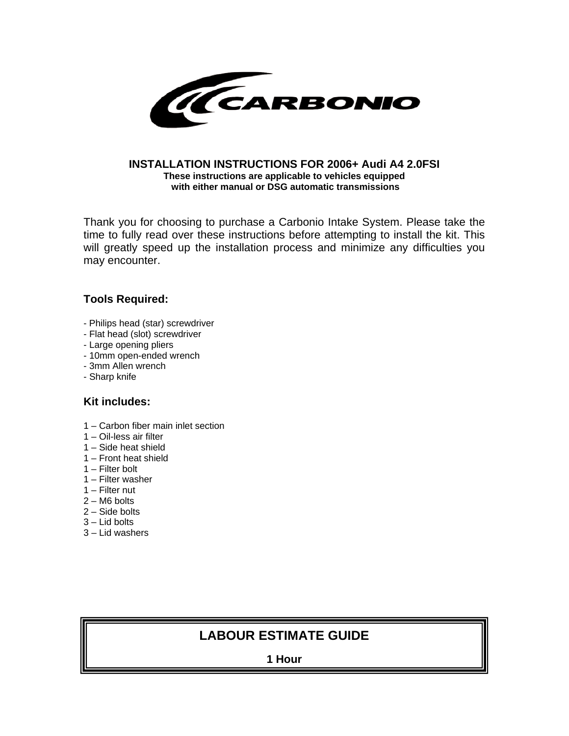CARBONIO

# INSTALLATION INSTRUCTIONS FOR 2006+ Audi A4 2.0FSI

**These instructions are applicable to vehicles equipped with either manual or DSG automatic transmissions**

Thank you for choosing to purchase a Carbonio Intake System. Please take the time to fully read over these instructions before attempting to install the kit. This will greatly speed up the installation process and minimize any difficulties you may encounter.

## Tools Required:

- Philips head (star) screwdriver
- Flat head (slot) screwdriver
- Large opening pliers
- 10mm open-ended wrench
- 3mm Allen wrench
- Sharp knife

## Kit includes:

1 – Carbon fiber main inlet section
1 – Oil-less air filter
1 – Side heat shield
1 – Front heat shield
1 – Filter bolt
1 – Filter washer
1 – Filter nut
2 – M6 bolts
2 – Side bolts
3 – Lid bolts
3 – Lid washers

## LABOUR ESTIMATE GUIDE

**1 Hour**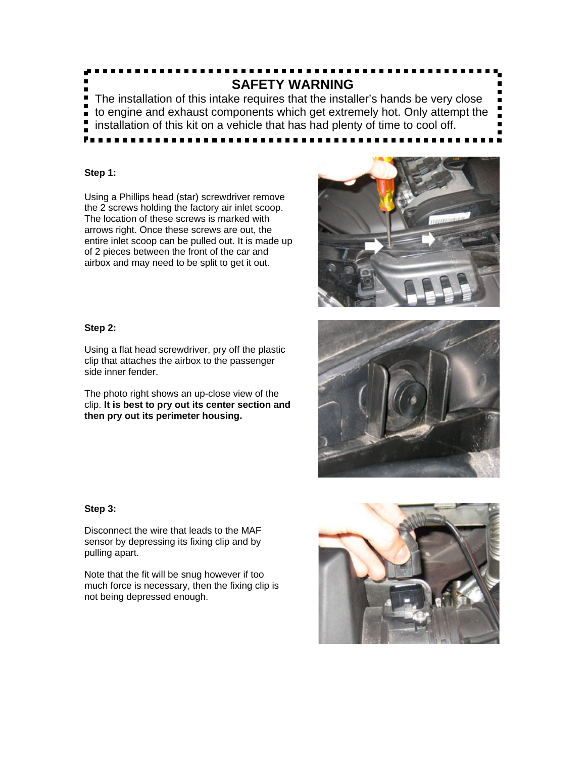**SAFETY WARNING**

The installation of this intake requires that the installer's hands be very close to engine and exhaust components which get extremely hot. Only attempt the installation of this kit on a vehicle that has had plenty of time to cool off.

**Step 1:**

Using a Phillips head (star) screwdriver remove the 2 screws holding the factory air inlet scoop. The location of these screws is marked with arrows right. Once these screws are out, the entire inlet scoop can be pulled out. It is made up of 2 pieces between the front of the car and airbox and may need to be split to get it out.

**Step 2:**

Using a flat head screwdriver, pry off the plastic clip that attaches the airbox to the passenger side inner fender.

The photo right shows an up-close view of the clip. **It is best to pry out its center section and then pry out its perimeter housing.**

**Step 3:**

Disconnect the wire that leads to the MAF sensor by depressing its fixing clip and by pulling apart.

Note that the fit will be snug however if too much force is necessary, then the fixing clip is not being depressed enough.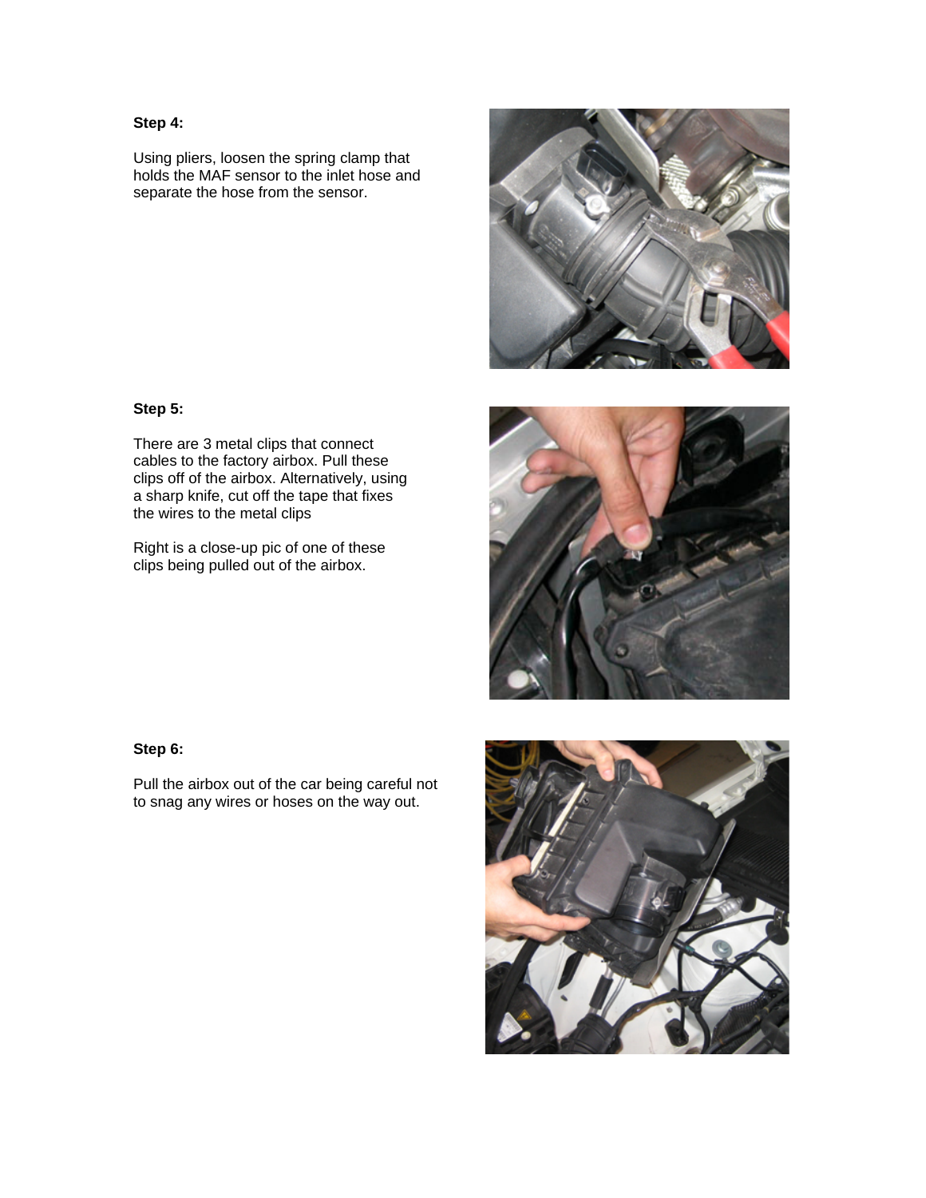**Step 4:**

Using pliers, loosen the spring clamp that holds the MAF sensor to the inlet hose and separate the hose from the sensor.

**Step 5:**

There are 3 metal clips that connect cables to the factory airbox. Pull these clips off of the airbox. Alternatively, using a sharp knife, cut off the tape that fixes the wires to the metal clips

Right is a close-up pic of one of these clips being pulled out of the airbox.

**Step 6:**

Pull the airbox out of the car being careful not to snag any wires or hoses on the way out.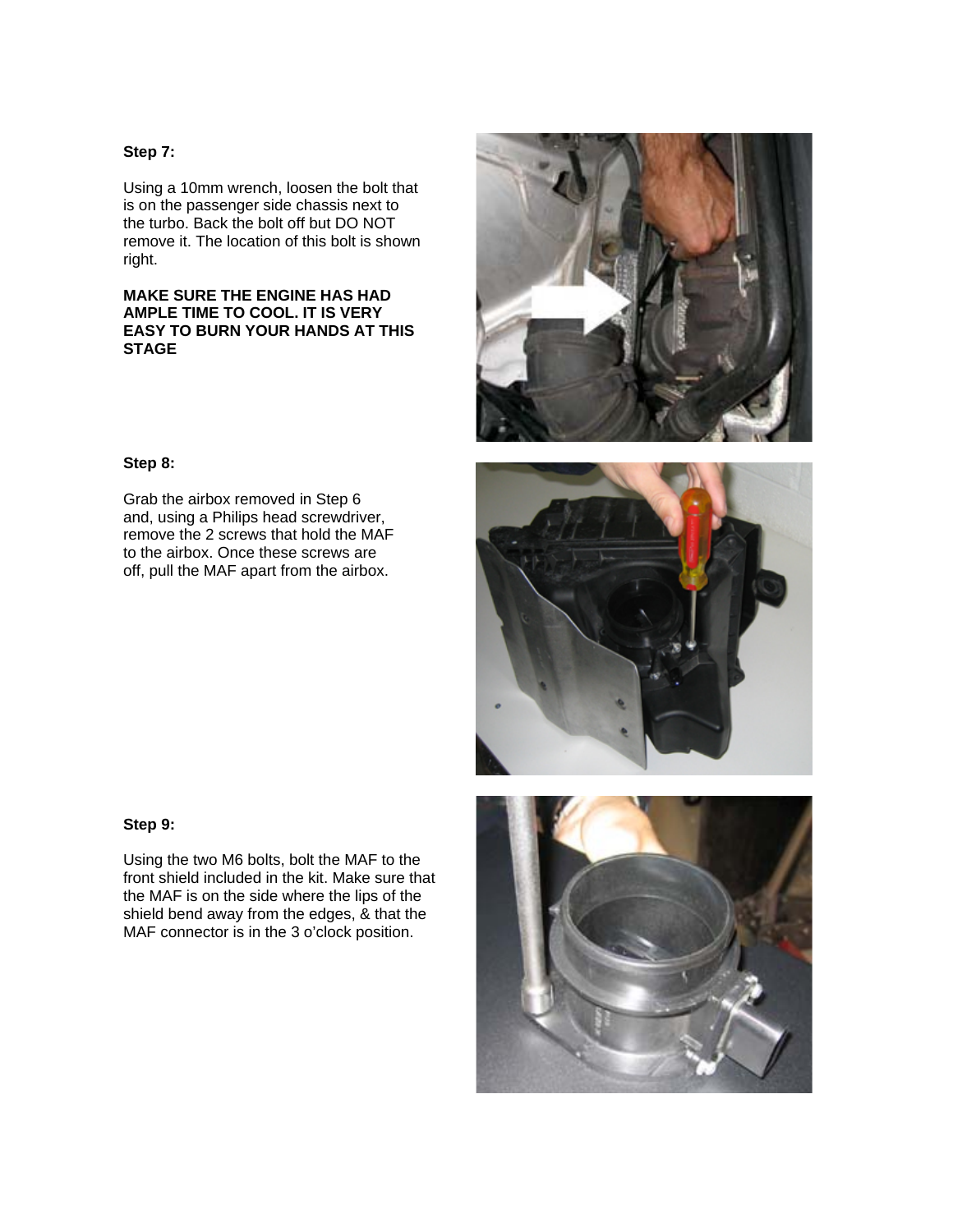**Step 7:**

Using a 10mm wrench, loosen the bolt that is on the passenger side chassis next to the turbo. Back the bolt off but DO NOT remove it. The location of this bolt is shown right.

**MAKE SURE THE ENGINE HAS HAD AMPLE TIME TO COOL. IT IS VERY EASY TO BURN YOUR HANDS AT THIS STAGE**

**Step 8:**

Grab the airbox removed in Step 6 and, using a Philips head screwdriver, remove the 2 screws that hold the MAF to the airbox. Once these screws are off, pull the MAF apart from the airbox.

**Step 9:**

Using the two M6 bolts, bolt the MAF to the front shield included in the kit. Make sure that the MAF is on the side where the lips of the shield bend away from the edges, & that the MAF connector is in the 3 o'clock position.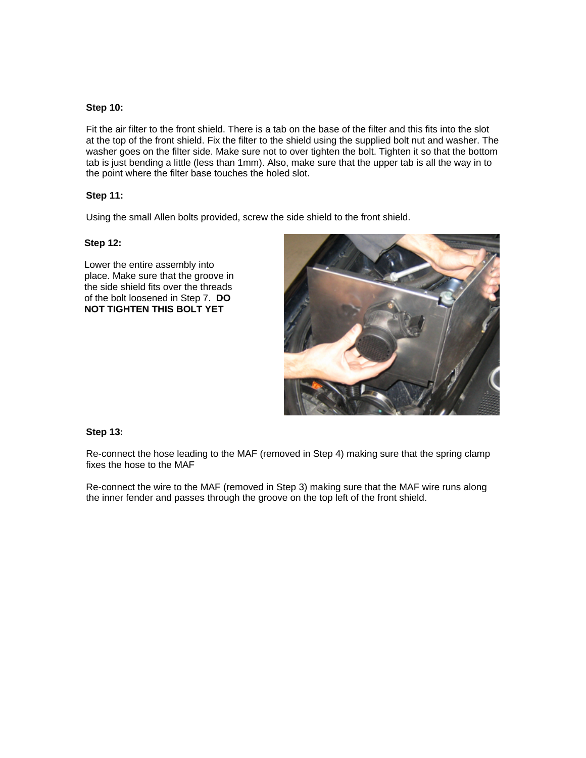**Step 10:**

Fit the air filter to the front shield. There is a tab on the base of the filter and this fits into the slot at the top of the front shield. Fix the filter to the shield using the supplied bolt nut and washer. The washer goes on the filter side. Make sure not to over tighten the bolt. Tighten it so that the bottom tab is just bending a little (less than 1mm). Also, make sure that the upper tab is all the way in to the point where the filter base touches the holed slot.

**Step 11:**

Using the small Allen bolts provided, screw the side shield to the front shield.

**Step 12:**

Lower the entire assembly into place. Make sure that the groove in the side shield fits over the threads of the bolt loosened in Step 7. **DO NOT TIGHTEN THIS BOLT YET**

**Step 13:**

Re-connect the hose leading to the MAF (removed in Step 4) making sure that the spring clamp fixes the hose to the MAF

Re-connect the wire to the MAF (removed in Step 3) making sure that the MAF wire runs along the inner fender and passes through the groove on the top left of the front shield.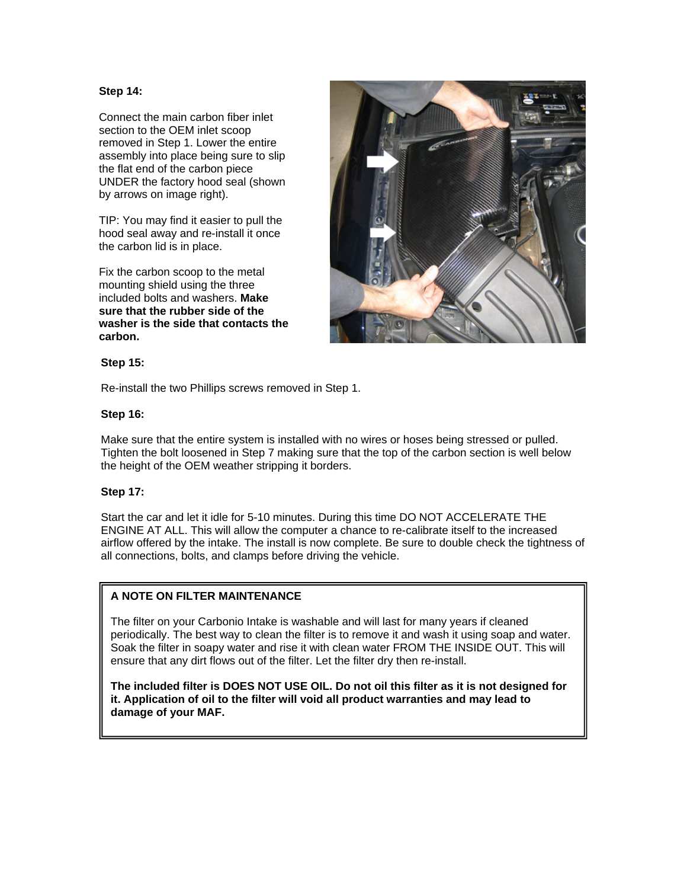**Step 14:**

Connect the main carbon fiber inlet section to the OEM inlet scoop removed in Step 1. Lower the entire assembly into place being sure to slip the flat end of the carbon piece UNDER the factory hood seal (shown by arrows on image right).

TIP: You may find it easier to pull the hood seal away and re-install it once the carbon lid is in place.

Fix the carbon scoop to the metal mounting shield using the three included bolts and washers. **Make sure that the rubber side of the washer is the side that contacts the carbon.**

**Step 15:**

Re-install the two Phillips screws removed in Step 1.

**Step 16:**

Make sure that the entire system is installed with no wires or hoses being stressed or pulled. Tighten the bolt loosened in Step 7 making sure that the top of the carbon section is well below the height of the OEM weather stripping it borders.

**Step 17:**

Start the car and let it idle for 5-10 minutes. During this time DO NOT ACCELERATE THE ENGINE AT ALL. This will allow the computer a chance to re-calibrate itself to the increased airflow offered by the intake. The install is now complete. Be sure to double check the tightness of all connections, bolts, and clamps before driving the vehicle.

**A NOTE ON FILTER MAINTENANCE**

The filter on your Carbonio Intake is washable and will last for many years if cleaned periodically. The best way to clean the filter is to remove it and wash it using soap and water. Soak the filter in soapy water and rise it with clean water FROM THE INSIDE OUT. This will ensure that any dirt flows out of the filter. Let the filter dry then re-install.

**The included filter is DOES NOT USE OIL. Do not oil this filter as it is not designed for it. Application of oil to the filter will void all product warranties and may lead to damage of your MAF.**